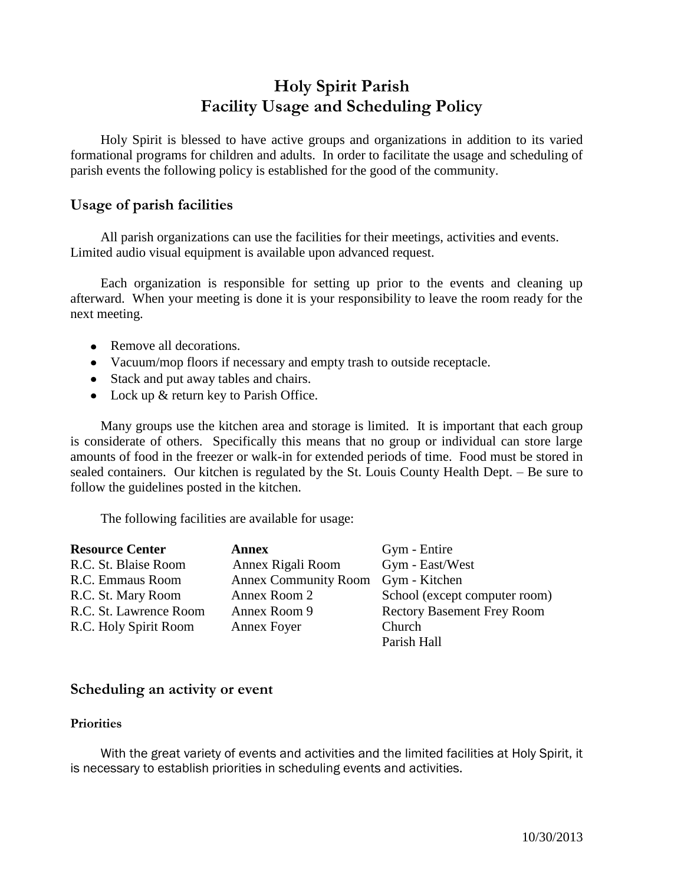# Holy Spirit Parish
# Facility Usage and Scheduling Policy

Holy Spirit is blessed to have active groups and organizations in addition to its varied formational programs for children and adults. In order to facilitate the usage and scheduling of parish events the following policy is established for the good of the community.

## Usage of parish facilities

All parish organizations can use the facilities for their meetings, activities and events. Limited audio visual equipment is available upon advanced request.

Each organization is responsible for setting up prior to the events and cleaning up afterward. When your meeting is done it is your responsibility to leave the room ready for the next meeting.

- Remove all decorations.
- Vacuum/mop floors if necessary and empty trash to outside receptacle.
- Stack and put away tables and chairs.
- Lock up & return key to Parish Office.

Many groups use the kitchen area and storage is limited. It is important that each group is considerate of others. Specifically this means that no group or individual can store large amounts of food in the freezer or walk-in for extended periods of time. Food must be stored in sealed containers. Our kitchen is regulated by the St. Louis County Health Dept. – Be sure to follow the guidelines posted in the kitchen.

The following facilities are available for usage:

| **Resource Center** | **Annex** | Gym - Entire |
|---|---|---|
| R.C. St. Blaise Room | Annex Rigali Room | Gym - East/West |
| R.C. Emmaus Room | Annex Community Room | Gym - Kitchen |
| R.C. St. Mary Room | Annex Room 2 | School (except computer room) |
| R.C. St. Lawrence Room | Annex Room 9 | Rectory Basement Frey Room |
| R.C. Holy Spirit Room | Annex Foyer | Church |
| | | Parish Hall |

## Scheduling an activity or event

### Priorities

With the great variety of events and activities and the limited facilities at Holy Spirit, it is necessary to establish priorities in scheduling events and activities.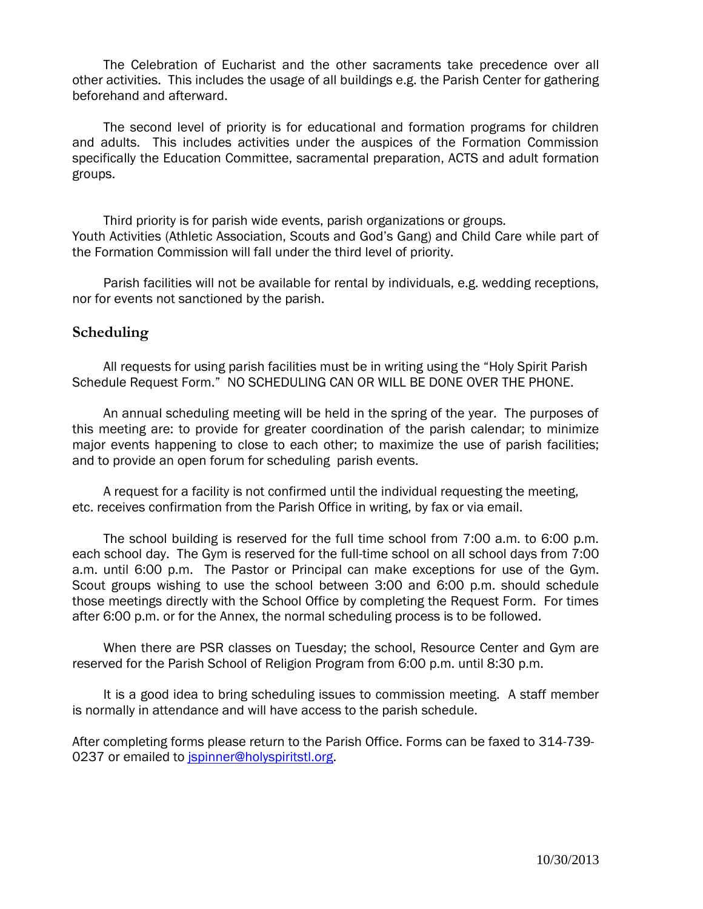The Celebration of Eucharist and the other sacraments take precedence over all other activities. This includes the usage of all buildings e.g. the Parish Center for gathering beforehand and afterward.

The second level of priority is for educational and formation programs for children and adults. This includes activities under the auspices of the Formation Commission specifically the Education Committee, sacramental preparation, ACTS and adult formation groups.

Third priority is for parish wide events, parish organizations or groups.
Youth Activities (Athletic Association, Scouts and God's Gang) and Child Care while part of the Formation Commission will fall under the third level of priority.

Parish facilities will not be available for rental by individuals, e.g. wedding receptions, nor for events not sanctioned by the parish.

## Scheduling

All requests for using parish facilities must be in writing using the "Holy Spirit Parish Schedule Request Form." NO SCHEDULING CAN OR WILL BE DONE OVER THE PHONE.

An annual scheduling meeting will be held in the spring of the year. The purposes of this meeting are: to provide for greater coordination of the parish calendar; to minimize major events happening to close to each other; to maximize the use of parish facilities; and to provide an open forum for scheduling parish events.

A request for a facility is not confirmed until the individual requesting the meeting, etc. receives confirmation from the Parish Office in writing, by fax or via email.

The school building is reserved for the full time school from 7:00 a.m. to 6:00 p.m. each school day. The Gym is reserved for the full-time school on all school days from 7:00 a.m. until 6:00 p.m. The Pastor or Principal can make exceptions for use of the Gym. Scout groups wishing to use the school between 3:00 and 6:00 p.m. should schedule those meetings directly with the School Office by completing the Request Form. For times after 6:00 p.m. or for the Annex, the normal scheduling process is to be followed.

When there are PSR classes on Tuesday; the school, Resource Center and Gym are reserved for the Parish School of Religion Program from 6:00 p.m. until 8:30 p.m.

It is a good idea to bring scheduling issues to commission meeting. A staff member is normally in attendance and will have access to the parish schedule.

After completing forms please return to the Parish Office. Forms can be faxed to 314-739-0237 or emailed to jspinner@holyspiritstl.org.

10/30/2013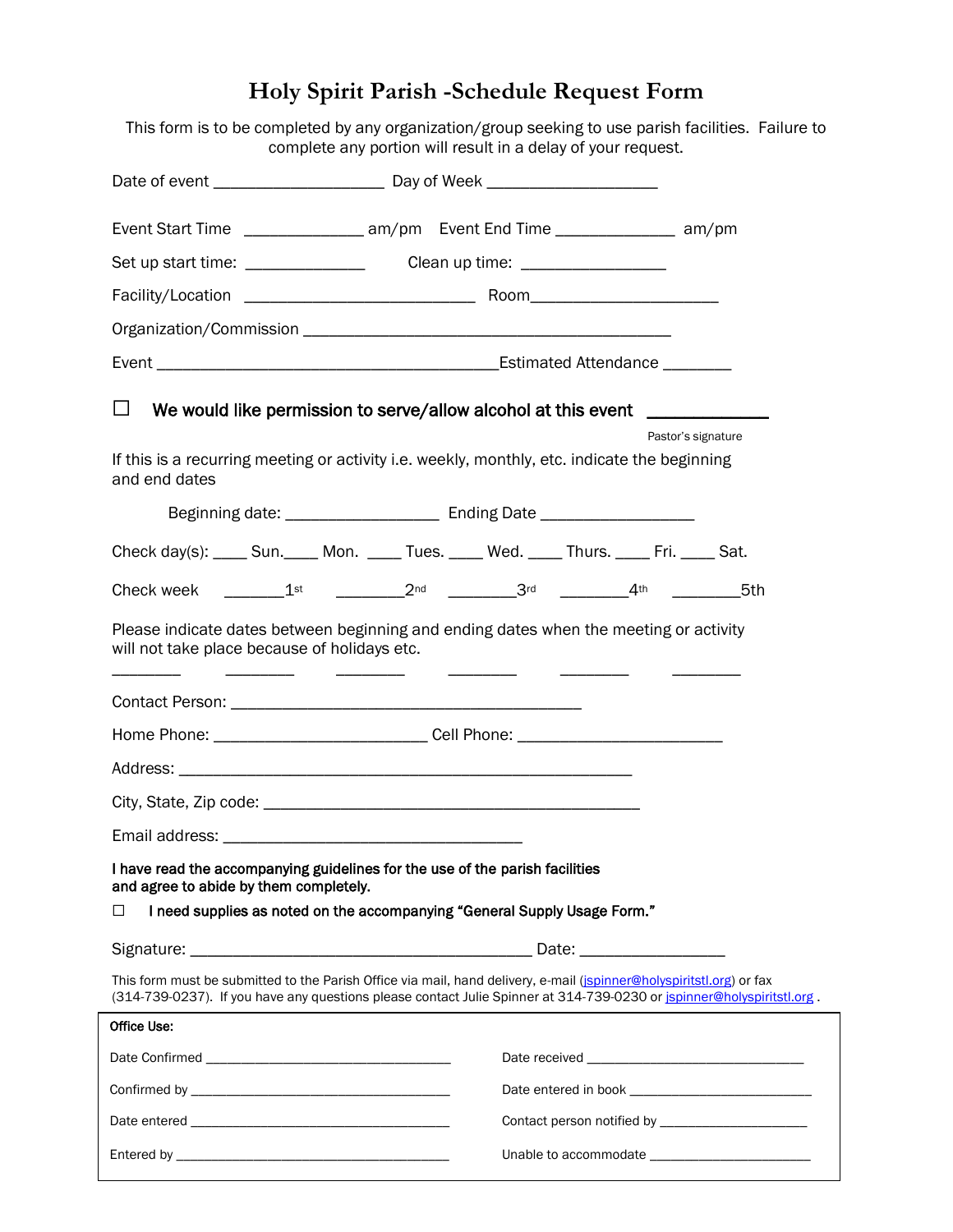# Holy Spirit Parish -Schedule Request Form

This form is to be completed by any organization/group seeking to use parish facilities. Failure to complete any portion will result in a delay of your request.

Date of event ___________________ Day of Week ___________________

Event Start Time _____________ am/pm Event End Time _____________ am/pm

Set up start time: _____________ Clean up time: ________________

Facility/Location _________________________ Room____________________

Organization/Commission ________________________________________

Event ______________________________________ Estimated Attendance ________

☐ **We would like permission to serve/allow alcohol at this event** _____________
Pastor's signature

If this is a recurring meeting or activity i.e. weekly, monthly, etc. indicate the beginning and end dates

Beginning date: _________________ Ending Date _________________

Check day(s): ____ Sun.____ Mon. ____ Tues. ____ Wed. ____ Thurs. ____ Fri. ____ Sat.

Check week _______1st ________2nd ________3rd ________4th ________5th

Please indicate dates between beginning and ending dates when the meeting or activity will not take place because of holidays etc.

________ ________ ________ ________ ________ ________

Contact Person: _______________________________________

Home Phone: _______________________ Cell Phone: ______________________

Address: __________________________________________________

City, State, Zip code: __________________________________________

Email address: _________________________________

**I have read the accompanying guidelines for the use of the parish facilities and agree to abide by them completely.**

☐ **I need supplies as noted on the accompanying "General Supply Usage Form."**

Signature: ______________________________________ Date: ________________

This form must be submitted to the Parish Office via mail, hand delivery, e-mail (jspinner@holyspiritstl.org) or fax (314-739-0237). If you have any questions please contact Julie Spinner at 314-739-0230 or jspinner@holyspiritstl.org .

**Office Use:**

Date Confirmed ______________________________ Date received ______________________________

Confirmed by ______________________________ Date entered in book ______________________________

Date entered ______________________________ Contact person notified by ______________________

Entered by ______________________________ Unable to accommodate ______________________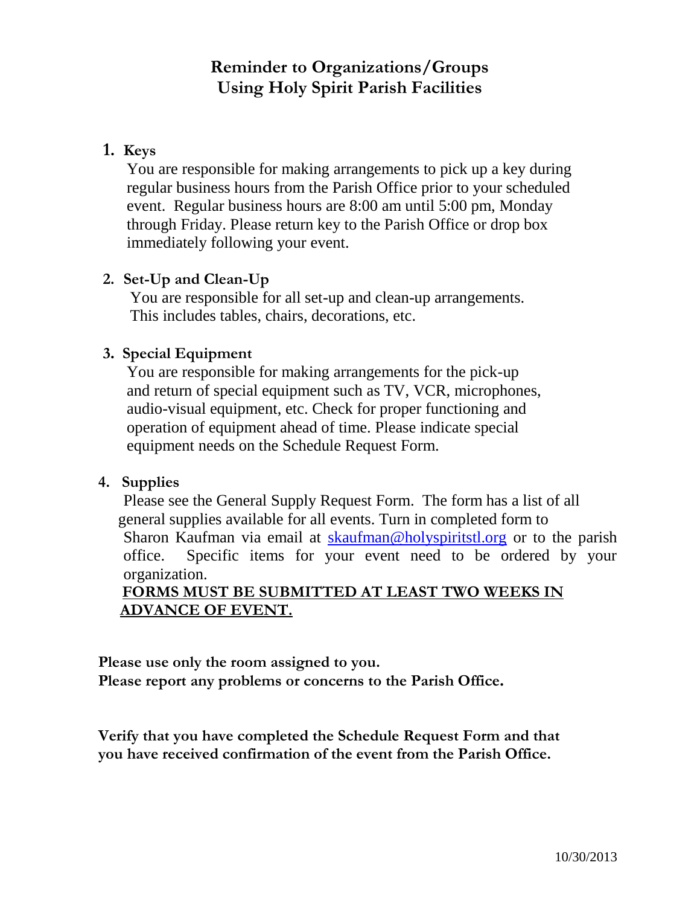# Reminder to Organizations/Groups Using Holy Spirit Parish Facilities

1. **Keys**
   You are responsible for making arrangements to pick up a key during regular business hours from the Parish Office prior to your scheduled event. Regular business hours are 8:00 am until 5:00 pm, Monday through Friday. Please return key to the Parish Office or drop box immediately following your event.

2. **Set-Up and Clean-Up**
   You are responsible for all set-up and clean-up arrangements. This includes tables, chairs, decorations, etc.

3. **Special Equipment**
   You are responsible for making arrangements for the pick-up and return of special equipment such as TV, VCR, microphones, audio-visual equipment, etc. Check for proper functioning and operation of equipment ahead of time. Please indicate special equipment needs on the Schedule Request Form.

4. **Supplies**
   Please see the General Supply Request Form. The form has a list of all general supplies available for all events. Turn in completed form to Sharon Kaufman via email at skaufman@holyspiritstl.org or to the parish office. Specific items for your event need to be ordered by your organization.
   **FORMS MUST BE SUBMITTED AT LEAST TWO WEEKS IN ADVANCE OF EVENT.**

**Please use only the room assigned to you.**
**Please report any problems or concerns to the Parish Office.**

**Verify that you have completed the Schedule Request Form and that you have received confirmation of the event from the Parish Office.**

10/30/2013